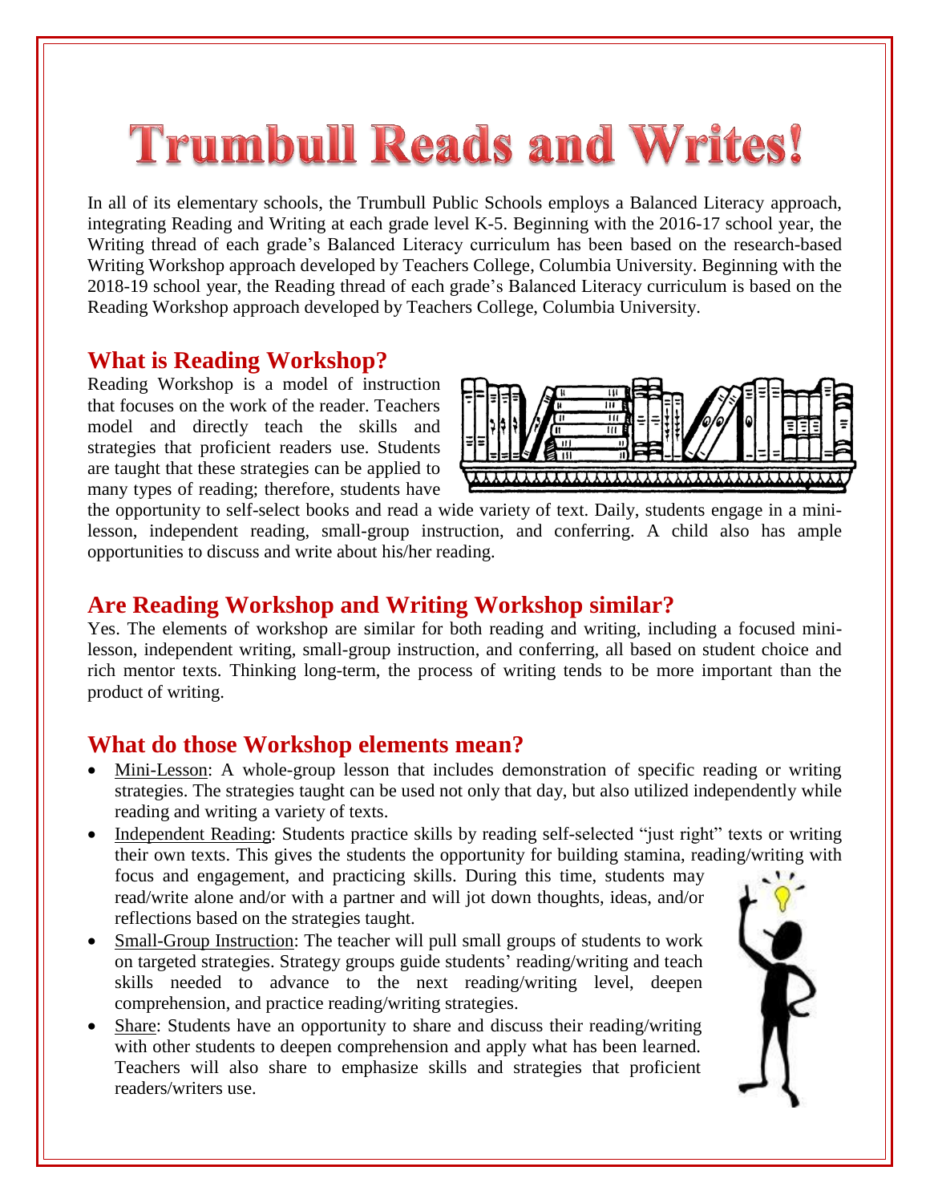# Trumbull Reads and Writes!

In all of its elementary schools, the Trumbull Public Schools employs a Balanced Literacy approach, integrating Reading and Writing at each grade level K-5. Beginning with the 2016-17 school year, the Writing thread of each grade's Balanced Literacy curriculum has been based on the research-based Writing Workshop approach developed by Teachers College, Columbia University. Beginning with the 2018-19 school year, the Reading thread of each grade's Balanced Literacy curriculum is based on the Reading Workshop approach developed by Teachers College, Columbia University.

## What is Reading Workshop?

Reading Workshop is a model of instruction that focuses on the work of the reader. Teachers model and directly teach the skills and strategies that proficient readers use. Students are taught that these strategies can be applied to many types of reading; therefore, students have the opportunity to self-select books and read a wide variety of text. Daily, students engage in a mini-lesson, independent reading, small-group instruction, and conferring. A child also has ample opportunities to discuss and write about his/her reading.

## Are Reading Workshop and Writing Workshop similar?

Yes. The elements of workshop are similar for both reading and writing, including a focused mini-lesson, independent writing, small-group instruction, and conferring, all based on student choice and rich mentor texts. Thinking long-term, the process of writing tends to be more important than the product of writing.

## What do those Workshop elements mean?

- Mini-Lesson: A whole-group lesson that includes demonstration of specific reading or writing strategies. The strategies taught can be used not only that day, but also utilized independently while reading and writing a variety of texts.
- Independent Reading: Students practice skills by reading self-selected "just right" texts or writing their own texts. This gives the students the opportunity for building stamina, reading/writing with focus and engagement, and practicing skills. During this time, students may read/write alone and/or with a partner and will jot down thoughts, ideas, and/or reflections based on the strategies taught.
- Small-Group Instruction: The teacher will pull small groups of students to work on targeted strategies. Strategy groups guide students' reading/writing and teach skills needed to advance to the next reading/writing level, deepen comprehension, and practice reading/writing strategies.
- Share: Students have an opportunity to share and discuss their reading/writing with other students to deepen comprehension and apply what has been learned. Teachers will also share to emphasize skills and strategies that proficient readers/writers use.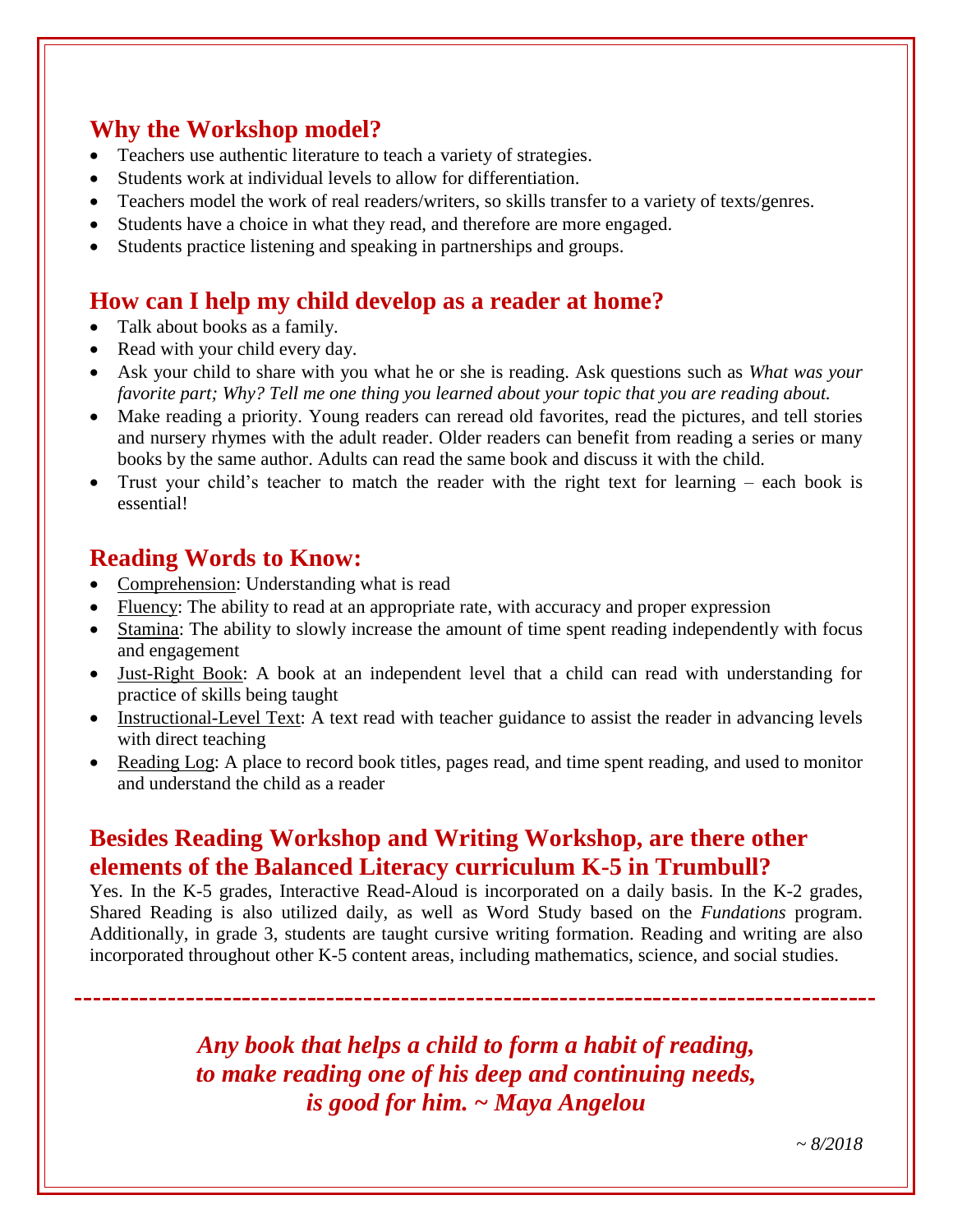## Why the Workshop model?

- Teachers use authentic literature to teach a variety of strategies.
- Students work at individual levels to allow for differentiation.
- Teachers model the work of real readers/writers, so skills transfer to a variety of texts/genres.
- Students have a choice in what they read, and therefore are more engaged.
- Students practice listening and speaking in partnerships and groups.

## How can I help my child develop as a reader at home?

- Talk about books as a family.
- Read with your child every day.
- Ask your child to share with you what he or she is reading. Ask questions such as *What was your favorite part; Why? Tell me one thing you learned about your topic that you are reading about.*
- Make reading a priority. Young readers can reread old favorites, read the pictures, and tell stories and nursery rhymes with the adult reader. Older readers can benefit from reading a series or many books by the same author. Adults can read the same book and discuss it with the child.
- Trust your child's teacher to match the reader with the right text for learning – each book is essential!

## Reading Words to Know:

- <u>Comprehension</u>: Understanding what is read
- <u>Fluency</u>: The ability to read at an appropriate rate, with accuracy and proper expression
- <u>Stamina</u>: The ability to slowly increase the amount of time spent reading independently with focus and engagement
- <u>Just-Right Book</u>: A book at an independent level that a child can read with understanding for practice of skills being taught
- <u>Instructional-Level Text</u>: A text read with teacher guidance to assist the reader in advancing levels with direct teaching
- <u>Reading Log</u>: A place to record book titles, pages read, and time spent reading, and used to monitor and understand the child as a reader

## Besides Reading Workshop and Writing Workshop, are there other elements of the Balanced Literacy curriculum K-5 in Trumbull?

Yes. In the K-5 grades, Interactive Read-Aloud is incorporated on a daily basis. In the K-2 grades, Shared Reading is also utilized daily, as well as Word Study based on the *Fundations* program. Additionally, in grade 3, students are taught cursive writing formation. Reading and writing are also incorporated throughout other K-5 content areas, including mathematics, science, and social studies.

---

***Any book that helps a child to form a habit of reading, to make reading one of his deep and continuing needs, is good for him. ~ Maya Angelou***

*~ 8/2018*